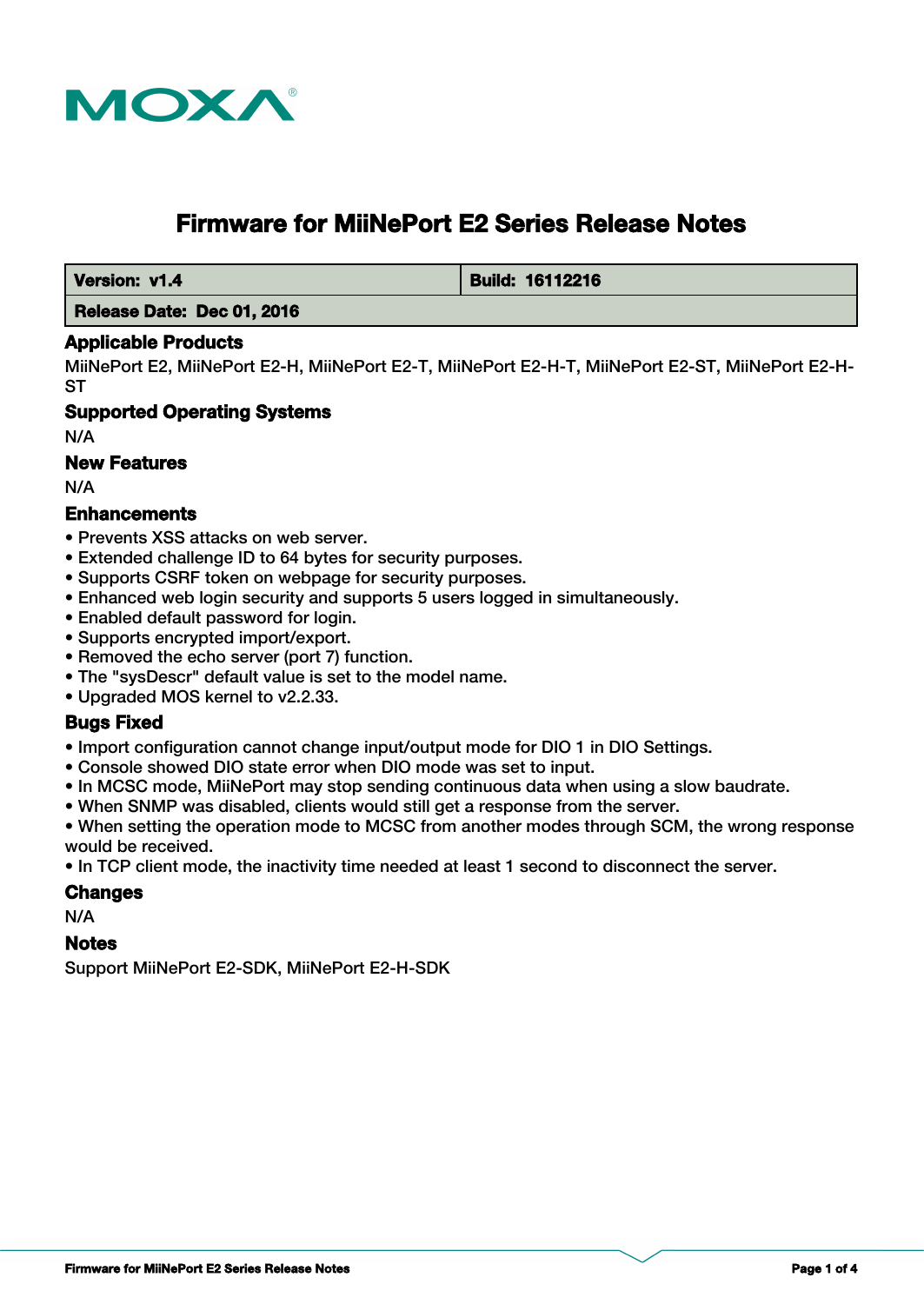MOXA

# Firmware for MiiNePort E2 Series Release Notes

| Version: v1.4 | Build: 16112216 |
| --- | --- |
| Release Date: Dec 01, 2016 | |

## Applicable Products

MiiNePort E2, MiiNePort E2-H, MiiNePort E2-T, MiiNePort E2-H-T, MiiNePort E2-ST, MiiNePort E2-H-ST

## Supported Operating Systems

N/A

## New Features

N/A

## Enhancements

- Prevents XSS attacks on web server.
- Extended challenge ID to 64 bytes for security purposes.
- Supports CSRF token on webpage for security purposes.
- Enhanced web login security and supports 5 users logged in simultaneously.
- Enabled default password for login.
- Supports encrypted import/export.
- Removed the echo server (port 7) function.
- The "sysDescr" default value is set to the model name.
- Upgraded MOS kernel to v2.2.33.

## Bugs Fixed

- Import configuration cannot change input/output mode for DIO 1 in DIO Settings.
- Console showed DIO state error when DIO mode was set to input.
- In MCSC mode, MiiNePort may stop sending continuous data when using a slow baudrate.
- When SNMP was disabled, clients would still get a response from the server.
- When setting the operation mode to MCSC from another modes through SCM, the wrong response would be received.
- In TCP client mode, the inactivity time needed at least 1 second to disconnect the server.

## Changes

N/A

## Notes

Support MiiNePort E2-SDK, MiiNePort E2-H-SDK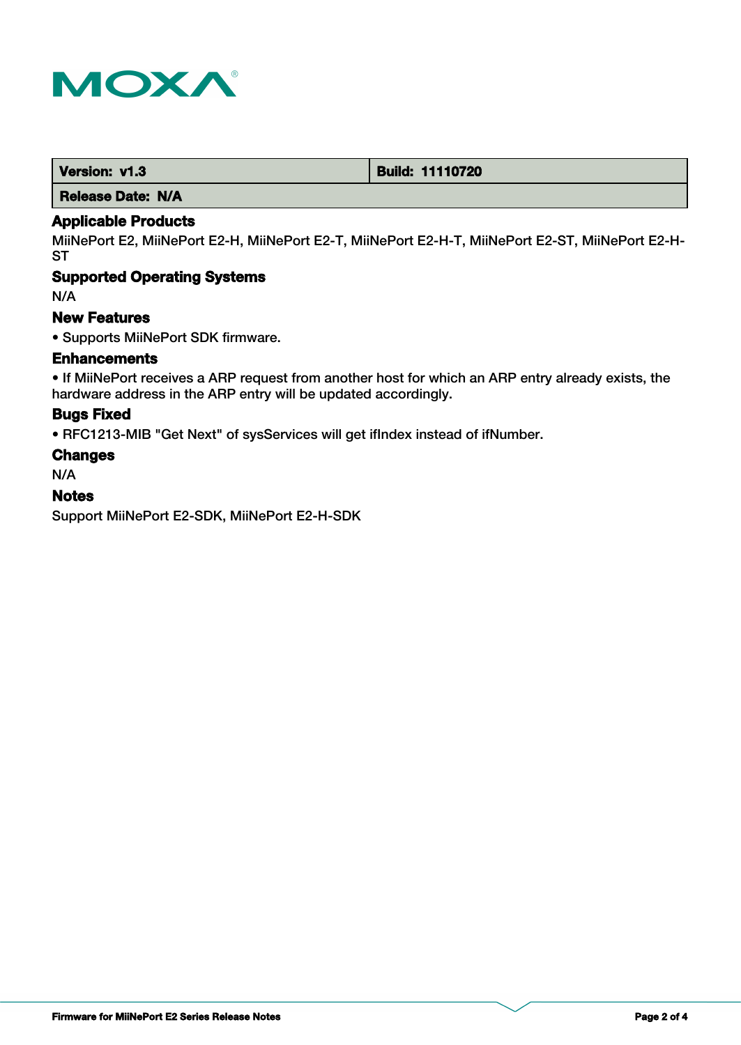| Version: v1.3 | Build: 11110720 |
| --- | --- |
| Release Date: N/A | |

### Applicable Products

MiiNePort E2, MiiNePort E2-H, MiiNePort E2-T, MiiNePort E2-H-T, MiiNePort E2-ST, MiiNePort E2-H-ST

### Supported Operating Systems

N/A

### New Features

- Supports MiiNePort SDK firmware.

### Enhancements

- If MiiNePort receives a ARP request from another host for which an ARP entry already exists, the hardware address in the ARP entry will be updated accordingly.

### Bugs Fixed

- RFC1213-MIB "Get Next" of sysServices will get ifIndex instead of ifNumber.

### Changes

N/A

### Notes

Support MiiNePort E2-SDK, MiiNePort E2-H-SDK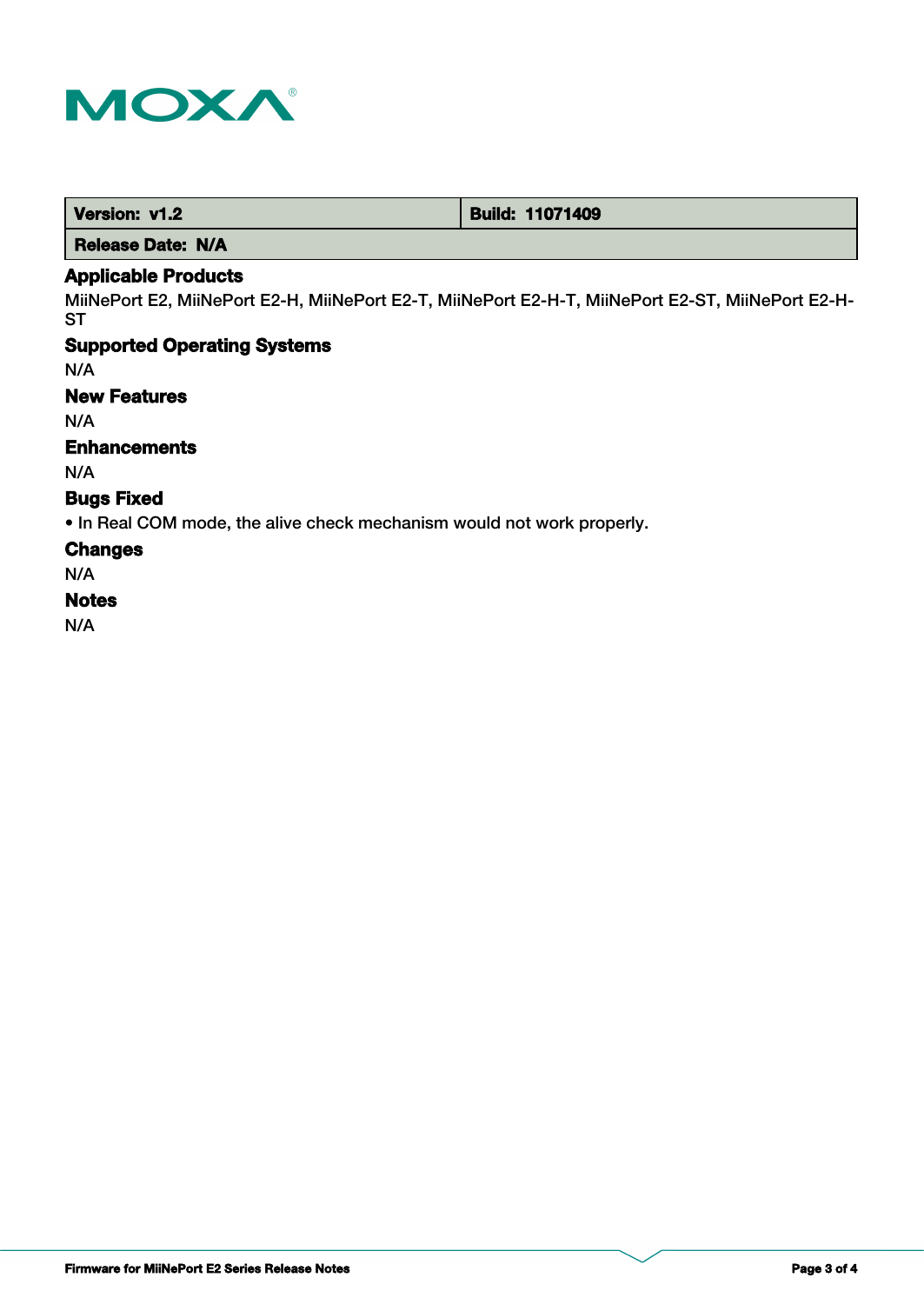| Version: v1.2 | Build: 11071409 |
| --- | --- |
| Release Date: N/A | |

## Applicable Products

MiiNePort E2, MiiNePort E2-H, MiiNePort E2-T, MiiNePort E2-H-T, MiiNePort E2-ST, MiiNePort E2-H-ST

## Supported Operating Systems

N/A

## New Features

N/A

## Enhancements

N/A

## Bugs Fixed

- In Real COM mode, the alive check mechanism would not work properly.

## Changes

N/A

## Notes

N/A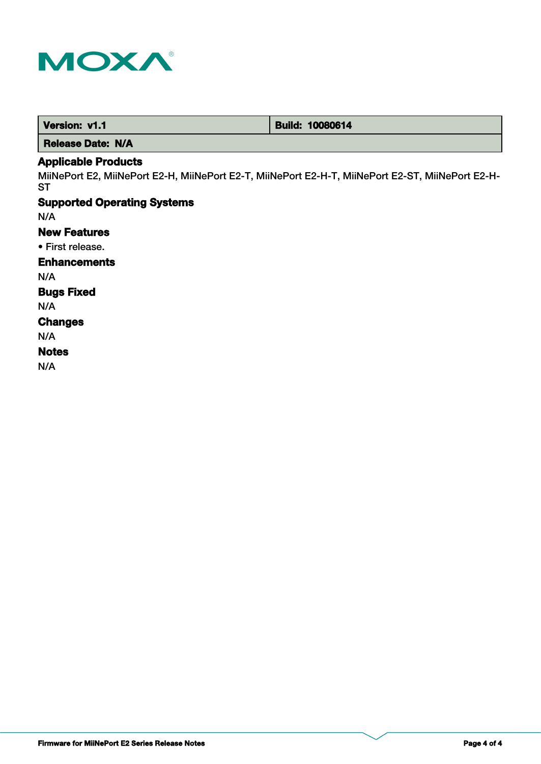| Version: v1.1 | Build: 10080614 |
| --- | --- |
| Release Date: N/A | |

### Applicable Products

MiiNePort E2, MiiNePort E2-H, MiiNePort E2-T, MiiNePort E2-H-T, MiiNePort E2-ST, MiiNePort E2-H-ST

### Supported Operating Systems

N/A

### New Features

- First release.

### Enhancements

N/A

### Bugs Fixed

N/A

### Changes

N/A

### Notes

N/A